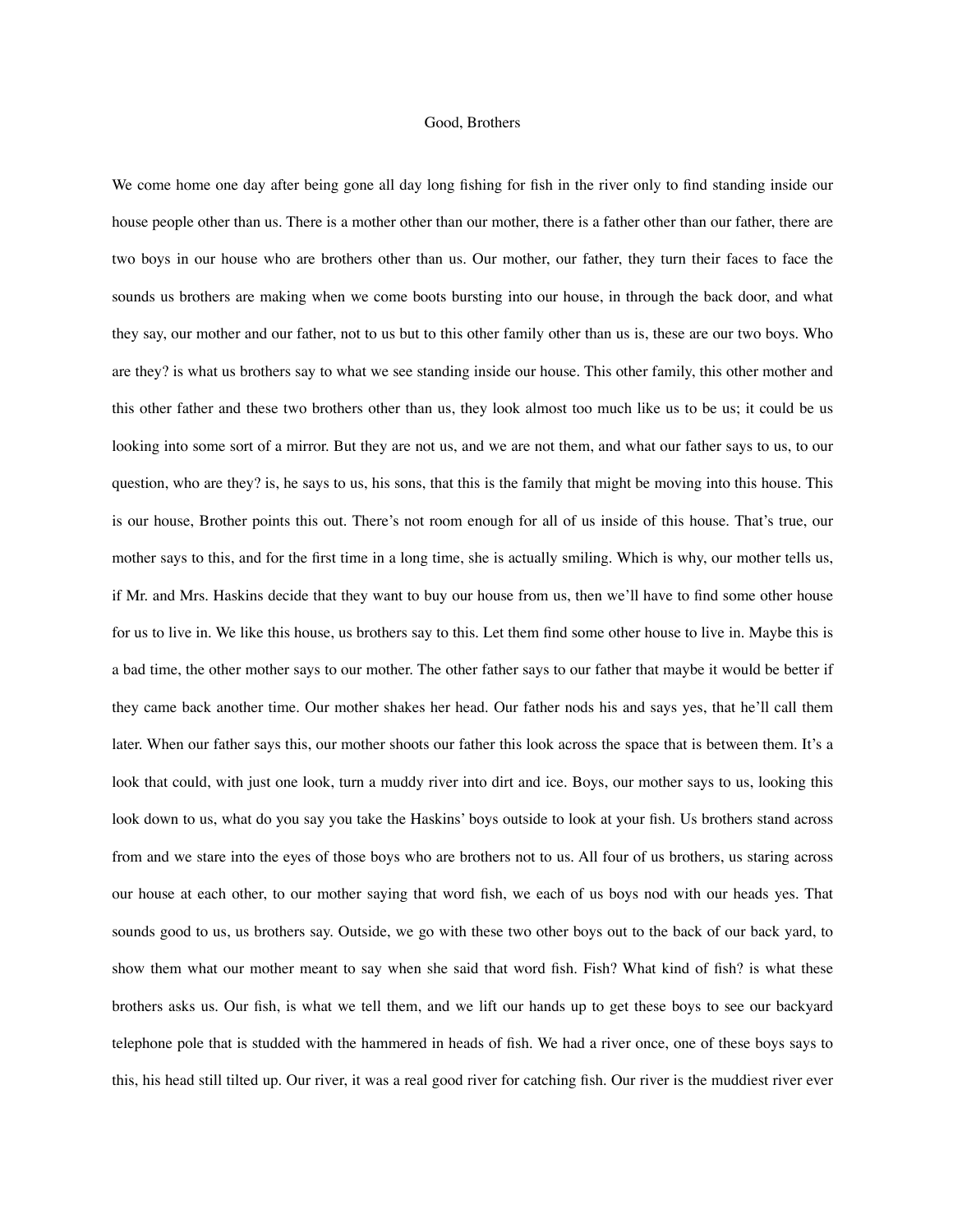# Good, Brothers

We come home one day after being gone all day long fishing for fish in the river only to find standing inside our house people other than us. There is a mother other than our mother, there is a father other than our father, there are two boys in our house who are brothers other than us. Our mother, our father, they turn their faces to face the sounds us brothers are making when we come boots bursting into our house, in through the back door, and what they say, our mother and our father, not to us but to this other family other than us is, these are our two boys. Who are they? is what us brothers say to what we see standing inside our house. This other family, this other mother and this other father and these two brothers other than us, they look almost too much like us to be us; it could be us looking into some sort of a mirror. But they are not us, and we are not them, and what our father says to us, to our question, who are they? is, he says to us, his sons, that this is the family that might be moving into this house. This is our house, Brother points this out. There's not room enough for all of us inside of this house. That's true, our mother says to this, and for the first time in a long time, she is actually smiling. Which is why, our mother tells us, if Mr. and Mrs. Haskins decide that they want to buy our house from us, then we'll have to find some other house for us to live in. We like this house, us brothers say to this. Let them find some other house to live in. Maybe this is a bad time, the other mother says to our mother. The other father says to our father that maybe it would be better if they came back another time. Our mother shakes her head. Our father nods his and says yes, that he'll call them later. When our father says this, our mother shoots our father this look across the space that is between them. It's a look that could, with just one look, turn a muddy river into dirt and ice. Boys, our mother says to us, looking this look down to us, what do you say you take the Haskins' boys outside to look at your fish. Us brothers stand across from and we stare into the eyes of those boys who are brothers not to us. All four of us brothers, us staring across our house at each other, to our mother saying that word fish, we each of us boys nod with our heads yes. That sounds good to us, us brothers say. Outside, we go with these two other boys out to the back of our back yard, to show them what our mother meant to say when she said that word fish. Fish? What kind of fish? is what these brothers asks us. Our fish, is what we tell them, and we lift our hands up to get these boys to see our backyard telephone pole that is studded with the hammered in heads of fish. We had a river once, one of these boys says to this, his head still tilted up. Our river, it was a real good river for catching fish. Our river is the muddiest river ever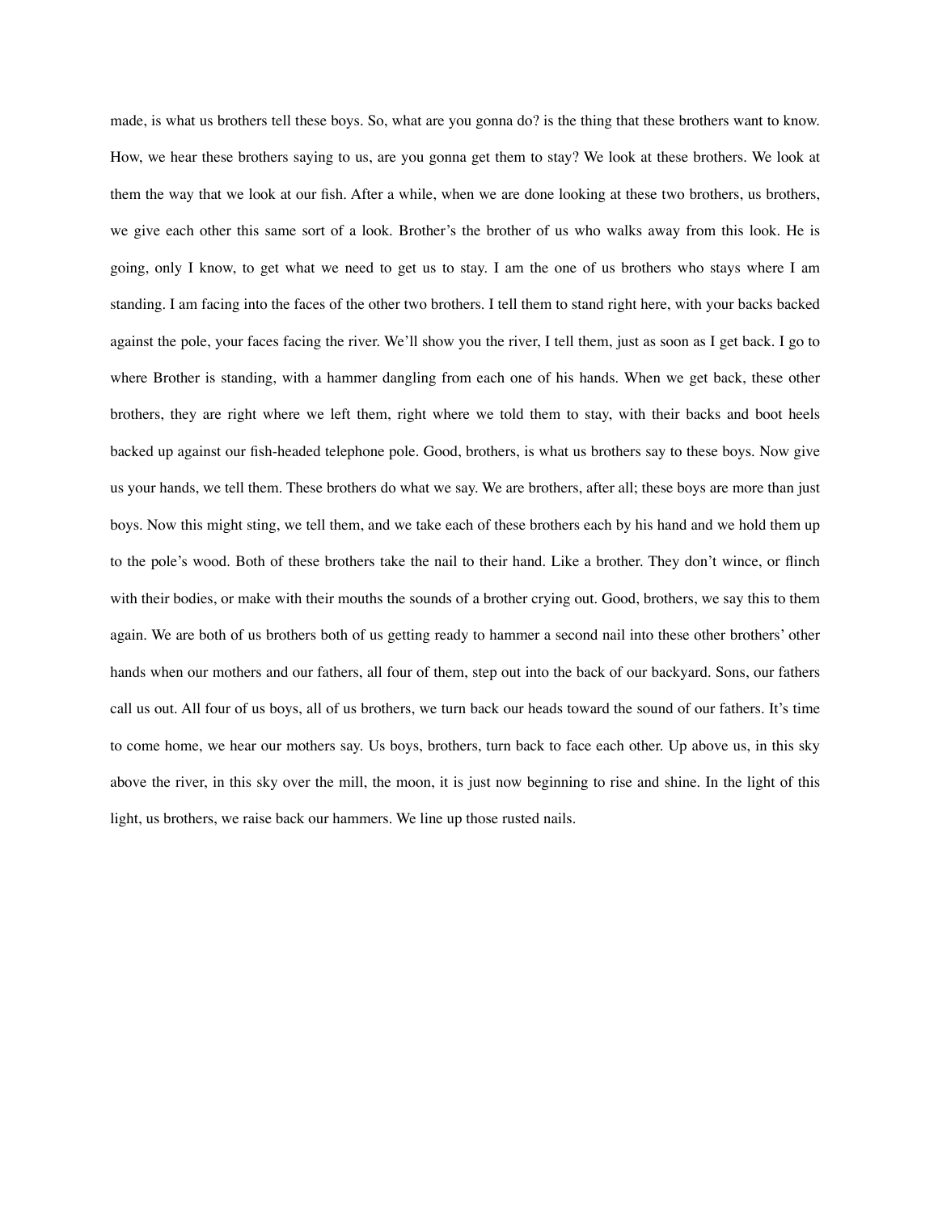made, is what us brothers tell these boys. So, what are you gonna do? is the thing that these brothers want to know. How, we hear these brothers saying to us, are you gonna get them to stay? We look at these brothers. We look at them the way that we look at our fish. After a while, when we are done looking at these two brothers, us brothers, we give each other this same sort of a look. Brother's the brother of us who walks away from this look. He is going, only I know, to get what we need to get us to stay. I am the one of us brothers who stays where I am standing. I am facing into the faces of the other two brothers. I tell them to stand right here, with your backs backed against the pole, your faces facing the river. We'll show you the river, I tell them, just as soon as I get back. I go to where Brother is standing, with a hammer dangling from each one of his hands. When we get back, these other brothers, they are right where we left them, right where we told them to stay, with their backs and boot heels backed up against our fish-headed telephone pole. Good, brothers, is what us brothers say to these boys. Now give us your hands, we tell them. These brothers do what we say. We are brothers, after all; these boys are more than just boys. Now this might sting, we tell them, and we take each of these brothers each by his hand and we hold them up to the pole's wood. Both of these brothers take the nail to their hand. Like a brother. They don't wince, or flinch with their bodies, or make with their mouths the sounds of a brother crying out. Good, brothers, we say this to them again. We are both of us brothers both of us getting ready to hammer a second nail into these other brothers' other hands when our mothers and our fathers, all four of them, step out into the back of our backyard. Sons, our fathers call us out. All four of us boys, all of us brothers, we turn back our heads toward the sound of our fathers. It's time to come home, we hear our mothers say. Us boys, brothers, turn back to face each other. Up above us, in this sky above the river, in this sky over the mill, the moon, it is just now beginning to rise and shine. In the light of this light, us brothers, we raise back our hammers. We line up those rusted nails.